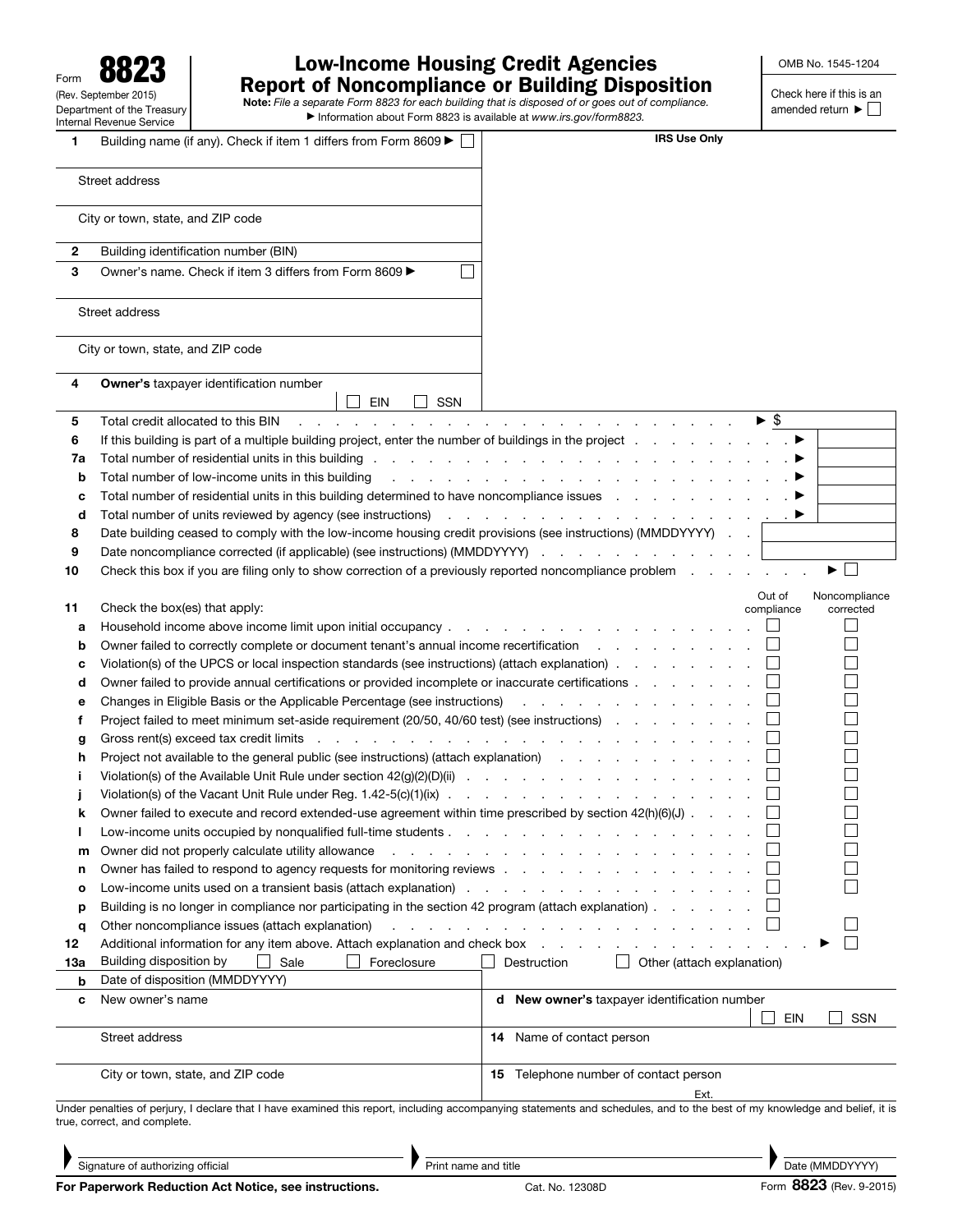Form **8823**
(Rev. September 2015)
Department of the Treasury
Internal Revenue Service

# Low-Income Housing Credit Agencies Report of Noncompliance or Building Disposition

**Note:** *File a separate Form 8823 for each building that is disposed of or goes out of compliance.*
▶ Information about Form 8823 is available at *www.irs.gov/form8823.*

OMB No. 1545-1204

Check here if this is an amended return ▶ ☐

**IRS Use Only**

| | | |
|---|---|---|
| **1** | Building name (if any). Check if item 1 differs from Form 8609 ▶ ☐ | |
| | Street address | |
| | City or town, state, and ZIP code | |
| **2** | Building identification number (BIN) | |
| **3** | Owner's name. Check if item 3 differs from Form 8609 ▶ ☐ | |
| | Street address | |
| | City or town, state, and ZIP code | |
| **4** | **Owner's** taxpayer identification number ☐ EIN ☐ SSN | |
| **5** | Total credit allocated to this BIN | ▶ $ |
| **6** | If this building is part of a multiple building project, enter the number of buildings in the project | ▶ |
| **7a** | Total number of residential units in this building | ▶ |
| **b** | Total number of low-income units in this building | ▶ |
| **c** | Total number of residential units in this building determined to have noncompliance issues | ▶ |
| **d** | Total number of units reviewed by agency (see instructions) | ▶ |
| **8** | Date building ceased to comply with the low-income housing credit provisions (see instructions) (MMDDYYYY) | |
| **9** | Date noncompliance corrected (if applicable) (see instructions) (MMDDYYYY) | |
| **10** | Check this box if you are filing only to show correction of a previously reported noncompliance problem | ▶ ☐ |

| | | Out of compliance | Noncompliance corrected |
|---|---|---|---|
| **11** | Check the box(es) that apply: | | |
| **a** | Household income above income limit upon initial occupancy | ☐ | ☐ |
| **b** | Owner failed to correctly complete or document tenant's annual income recertification | ☐ | ☐ |
| **c** | Violation(s) of the UPCS or local inspection standards (see instructions) (attach explanation) | ☐ | ☐ |
| **d** | Owner failed to provide annual certifications or provided incomplete or inaccurate certifications | ☐ | ☐ |
| **e** | Changes in Eligible Basis or the Applicable Percentage (see instructions) | ☐ | ☐ |
| **f** | Project failed to meet minimum set-aside requirement (20/50, 40/60 test) (see instructions) | ☐ | ☐ |
| **g** | Gross rent(s) exceed tax credit limits | ☐ | ☐ |
| **h** | Project not available to the general public (see instructions) (attach explanation) | ☐ | ☐ |
| **i** | Violation(s) of the Available Unit Rule under section 42(g)(2)(D)(ii) | ☐ | ☐ |
| **j** | Violation(s) of the Vacant Unit Rule under Reg. 1.42-5(c)(1)(ix) | ☐ | ☐ |
| **k** | Owner failed to execute and record extended-use agreement within time prescribed by section 42(h)(6)(J) | ☐ | ☐ |
| **l** | Low-income units occupied by nonqualified full-time students | ☐ | ☐ |
| **m** | Owner did not properly calculate utility allowance | ☐ | ☐ |
| **n** | Owner has failed to respond to agency requests for monitoring reviews | ☐ | ☐ |
| **o** | Low-income units used on a transient basis (attach explanation) | ☐ | ☐ |
| **p** | Building is no longer in compliance nor participating in the section 42 program (attach explanation) | ☐ | |
| **q** | Other noncompliance issues (attach explanation) | ☐ | ☐ |
| **12** | Additional information for any item above. Attach explanation and check box | | ▶ ☐ |

| | | |
|---|---|---|
| **13a** | Building disposition by ☐ Sale ☐ Foreclosure ☐ Destruction ☐ Other (attach explanation) | |
| **b** | Date of disposition (MMDDYYYY) | |
| **c** | New owner's name | **d New owner's** taxpayer identification number ☐ EIN ☐ SSN |
| | Street address | **14** Name of contact person |
| | City or town, state, and ZIP code | **15** Telephone number of contact person Ext. |

Under penalties of perjury, I declare that I have examined this report, including accompanying statements and schedules, and to the best of my knowledge and belief, it is true, correct, and complete.

| | | |
|---|---|---|
| ▶ Signature of authorizing official | ▶ Print name and title | ▶ Date (MMDDYYYY) |

**For Paperwork Reduction Act Notice, see instructions.** Cat. No. 12308D Form **8823** (Rev. 9-2015)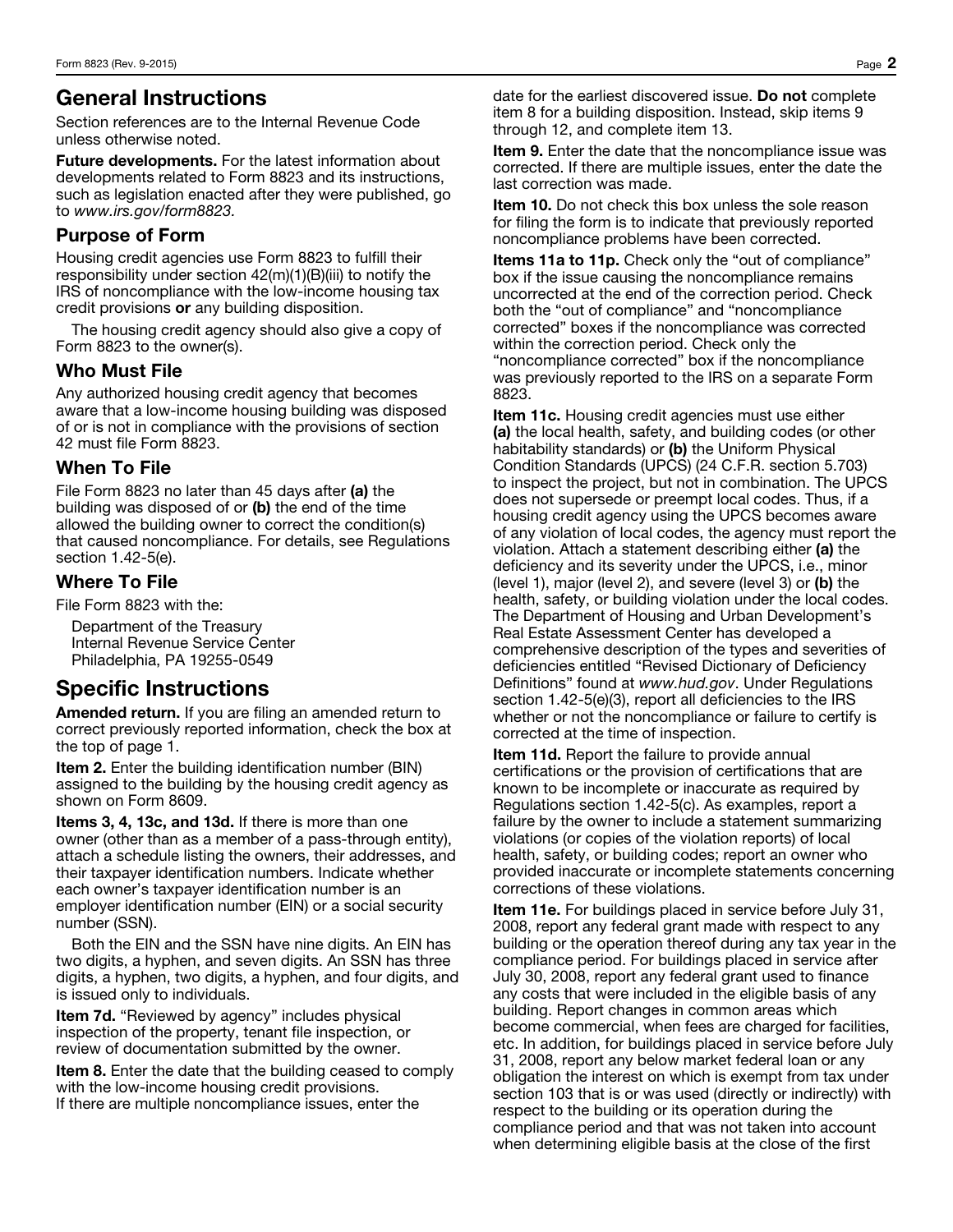# General Instructions

Section references are to the Internal Revenue Code unless otherwise noted.

**Future developments.** For the latest information about developments related to Form 8823 and its instructions, such as legislation enacted after they were published, go to *www.irs.gov/form8823.*

## Purpose of Form

Housing credit agencies use Form 8823 to fulfill their responsibility under section 42(m)(1)(B)(iii) to notify the IRS of noncompliance with the low-income housing tax credit provisions **or** any building disposition.

The housing credit agency should also give a copy of Form 8823 to the owner(s).

## Who Must File

Any authorized housing credit agency that becomes aware that a low-income housing building was disposed of or is not in compliance with the provisions of section 42 must file Form 8823.

## When To File

File Form 8823 no later than 45 days after **(a)** the building was disposed of or **(b)** the end of the time allowed the building owner to correct the condition(s) that caused noncompliance. For details, see Regulations section 1.42-5(e).

## Where To File

File Form 8823 with the:

Department of the Treasury
Internal Revenue Service Center
Philadelphia, PA 19255-0549

# Specific Instructions

**Amended return.** If you are filing an amended return to correct previously reported information, check the box at the top of page 1.

**Item 2.** Enter the building identification number (BIN) assigned to the building by the housing credit agency as shown on Form 8609.

**Items 3, 4, 13c, and 13d.** If there is more than one owner (other than as a member of a pass-through entity), attach a schedule listing the owners, their addresses, and their taxpayer identification numbers. Indicate whether each owner's taxpayer identification number is an employer identification number (EIN) or a social security number (SSN).

Both the EIN and the SSN have nine digits. An EIN has two digits, a hyphen, and seven digits. An SSN has three digits, a hyphen, two digits, a hyphen, and four digits, and is issued only to individuals.

**Item 7d.** "Reviewed by agency" includes physical inspection of the property, tenant file inspection, or review of documentation submitted by the owner.

**Item 8.** Enter the date that the building ceased to comply with the low-income housing credit provisions.
If there are multiple noncompliance issues, enter the date for the earliest discovered issue. **Do not** complete item 8 for a building disposition. Instead, skip items 9 through 12, and complete item 13.

**Item 9.** Enter the date that the noncompliance issue was corrected. If there are multiple issues, enter the date the last correction was made.

**Item 10.** Do not check this box unless the sole reason for filing the form is to indicate that previously reported noncompliance problems have been corrected.

**Items 11a to 11p.** Check only the "out of compliance" box if the issue causing the noncompliance remains uncorrected at the end of the correction period. Check both the "out of compliance" and "noncompliance corrected" boxes if the noncompliance was corrected within the correction period. Check only the "noncompliance corrected" box if the noncompliance was previously reported to the IRS on a separate Form 8823.

**Item 11c.** Housing credit agencies must use either **(a)** the local health, safety, and building codes (or other habitability standards) or **(b)** the Uniform Physical Condition Standards (UPCS) (24 C.F.R. section 5.703) to inspect the project, but not in combination. The UPCS does not supersede or preempt local codes. Thus, if a housing credit agency using the UPCS becomes aware of any violation of local codes, the agency must report the violation. Attach a statement describing either **(a)** the deficiency and its severity under the UPCS, i.e., minor (level 1), major (level 2), and severe (level 3) or **(b)** the health, safety, or building violation under the local codes. The Department of Housing and Urban Development's Real Estate Assessment Center has developed a comprehensive description of the types and severities of deficiencies entitled "Revised Dictionary of Deficiency Definitions" found at *www.hud.gov*. Under Regulations section 1.42-5(e)(3), report all deficiencies to the IRS whether or not the noncompliance or failure to certify is corrected at the time of inspection.

**Item 11d.** Report the failure to provide annual certifications or the provision of certifications that are known to be incomplete or inaccurate as required by Regulations section 1.42-5(c). As examples, report a failure by the owner to include a statement summarizing violations (or copies of the violation reports) of local health, safety, or building codes; report an owner who provided inaccurate or incomplete statements concerning corrections of these violations.

**Item 11e.** For buildings placed in service before July 31, 2008, report any federal grant made with respect to any building or the operation thereof during any tax year in the compliance period. For buildings placed in service after July 30, 2008, report any federal grant used to finance any costs that were included in the eligible basis of any building. Report changes in common areas which become commercial, when fees are charged for facilities, etc. In addition, for buildings placed in service before July 31, 2008, report any below market federal loan or any obligation the interest on which is exempt from tax under section 103 that is or was used (directly or indirectly) with respect to the building or its operation during the compliance period and that was not taken into account when determining eligible basis at the close of the first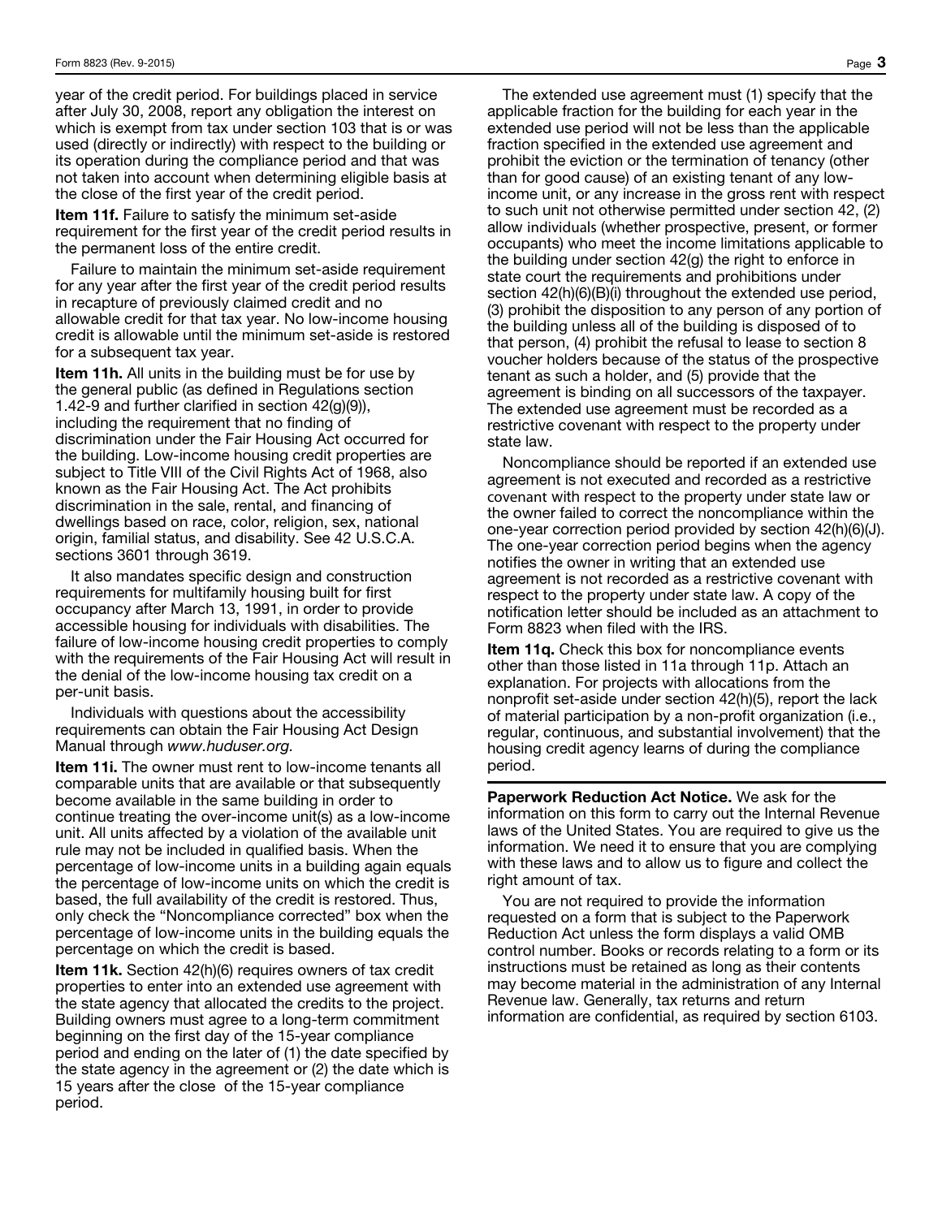year of the credit period. For buildings placed in service after July 30, 2008, report any obligation the interest on which is exempt from tax under section 103 that is or was used (directly or indirectly) with respect to the building or its operation during the compliance period and that was not taken into account when determining eligible basis at the close of the first year of the credit period.

**Item 11f.** Failure to satisfy the minimum set-aside requirement for the first year of the credit period results in the permanent loss of the entire credit.

Failure to maintain the minimum set-aside requirement for any year after the first year of the credit period results in recapture of previously claimed credit and no allowable credit for that tax year. No low-income housing credit is allowable until the minimum set-aside is restored for a subsequent tax year.

**Item 11h.** All units in the building must be for use by the general public (as defined in Regulations section 1.42-9 and further clarified in section 42(g)(9)), including the requirement that no finding of discrimination under the Fair Housing Act occurred for the building. Low-income housing credit properties are subject to Title VIII of the Civil Rights Act of 1968, also known as the Fair Housing Act. The Act prohibits discrimination in the sale, rental, and financing of dwellings based on race, color, religion, sex, national origin, familial status, and disability. See 42 U.S.C.A. sections 3601 through 3619.

It also mandates specific design and construction requirements for multifamily housing built for first occupancy after March 13, 1991, in order to provide accessible housing for individuals with disabilities. The failure of low-income housing credit properties to comply with the requirements of the Fair Housing Act will result in the denial of the low-income housing tax credit on a per-unit basis.

Individuals with questions about the accessibility requirements can obtain the Fair Housing Act Design Manual through *www.huduser.org.*

**Item 11i.** The owner must rent to low-income tenants all comparable units that are available or that subsequently become available in the same building in order to continue treating the over-income unit(s) as a low-income unit. All units affected by a violation of the available unit rule may not be included in qualified basis. When the percentage of low-income units in a building again equals the percentage of low-income units on which the credit is based, the full availability of the credit is restored. Thus, only check the "Noncompliance corrected" box when the percentage of low-income units in the building equals the percentage on which the credit is based.

**Item 11k.** Section 42(h)(6) requires owners of tax credit properties to enter into an extended use agreement with the state agency that allocated the credits to the project. Building owners must agree to a long-term commitment beginning on the first day of the 15-year compliance period and ending on the later of (1) the date specified by the state agency in the agreement or (2) the date which is 15 years after the close of the 15-year compliance period.

The extended use agreement must (1) specify that the applicable fraction for the building for each year in the extended use period will not be less than the applicable fraction specified in the extended use agreement and prohibit the eviction or the termination of tenancy (other than for good cause) of an existing tenant of any low-income unit, or any increase in the gross rent with respect to such unit not otherwise permitted under section 42, (2) allow individuals (whether prospective, present, or former occupants) who meet the income limitations applicable to the building under section 42(g) the right to enforce in state court the requirements and prohibitions under section 42(h)(6)(B)(i) throughout the extended use period, (3) prohibit the disposition to any person of any portion of the building unless all of the building is disposed of to that person, (4) prohibit the refusal to lease to section 8 voucher holders because of the status of the prospective tenant as such a holder, and (5) provide that the agreement is binding on all successors of the taxpayer. The extended use agreement must be recorded as a restrictive covenant with respect to the property under state law.

Noncompliance should be reported if an extended use agreement is not executed and recorded as a restrictive covenant with respect to the property under state law or the owner failed to correct the noncompliance within the one-year correction period provided by section 42(h)(6)(J). The one-year correction period begins when the agency notifies the owner in writing that an extended use agreement is not recorded as a restrictive covenant with respect to the property under state law. A copy of the notification letter should be included as an attachment to Form 8823 when filed with the IRS.

**Item 11q.** Check this box for noncompliance events other than those listed in 11a through 11p. Attach an explanation. For projects with allocations from the nonprofit set-aside under section 42(h)(5), report the lack of material participation by a non-profit organization (i.e., regular, continuous, and substantial involvement) that the housing credit agency learns of during the compliance period.

**Paperwork Reduction Act Notice.** We ask for the information on this form to carry out the Internal Revenue laws of the United States. You are required to give us the information. We need it to ensure that you are complying with these laws and to allow us to figure and collect the right amount of tax.

You are not required to provide the information requested on a form that is subject to the Paperwork Reduction Act unless the form displays a valid OMB control number. Books or records relating to a form or its instructions must be retained as long as their contents may become material in the administration of any Internal Revenue law. Generally, tax returns and return information are confidential, as required by section 6103.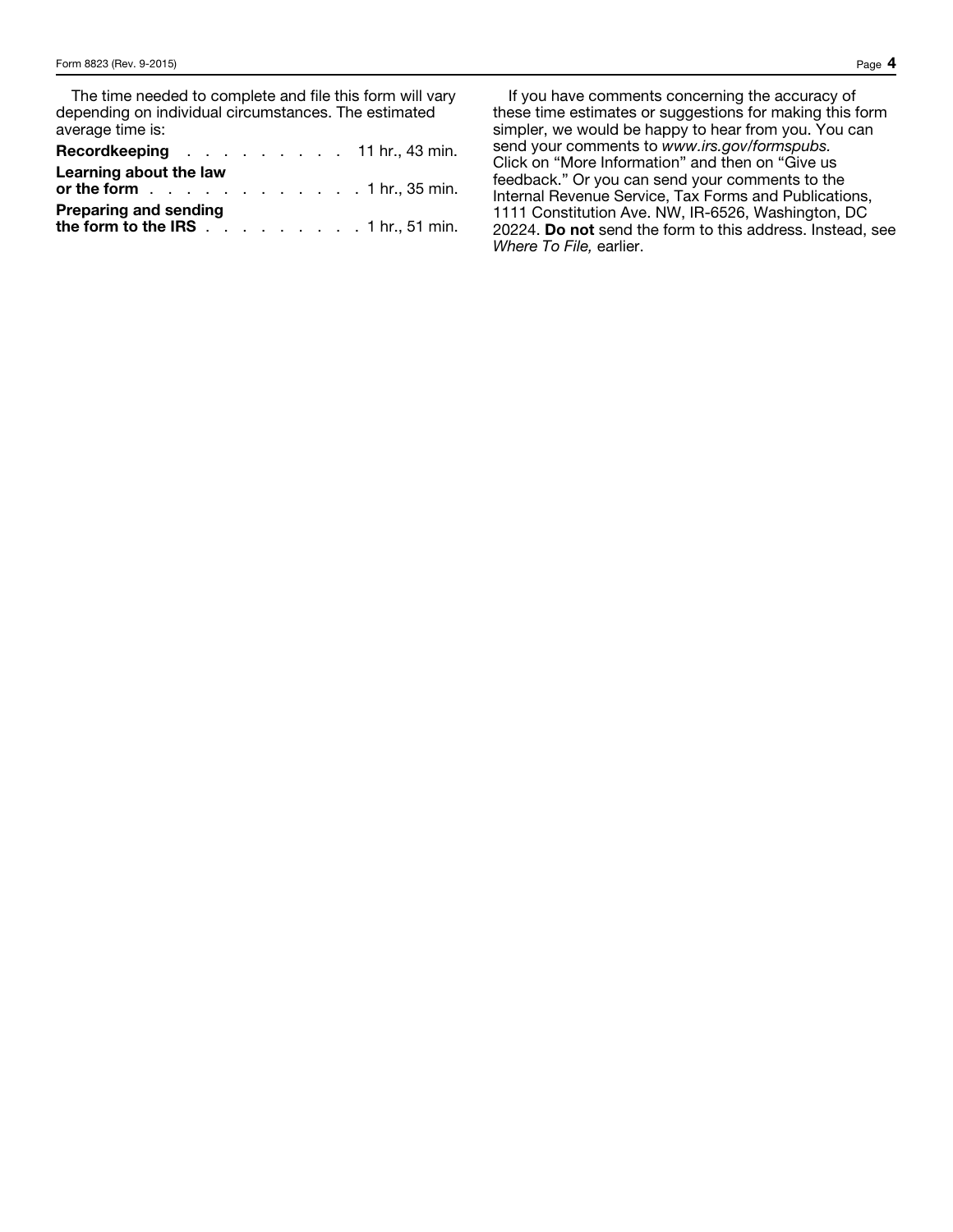The time needed to complete and file this form will vary depending on individual circumstances. The estimated average time is:

| | |
|---|---|
| **Recordkeeping** | 11 hr., 43 min. |
| **Learning about the law or the form** | 1 hr., 35 min. |
| **Preparing and sending the form to the IRS** | 1 hr., 51 min. |

If you have comments concerning the accuracy of these time estimates or suggestions for making this form simpler, we would be happy to hear from you. You can send your comments to *www.irs.gov/formspubs.* Click on "More Information" and then on "Give us feedback." Or you can send your comments to the Internal Revenue Service, Tax Forms and Publications, 1111 Constitution Ave. NW, IR-6526, Washington, DC 20224. **Do not** send the form to this address. Instead, see *Where To File,* earlier.